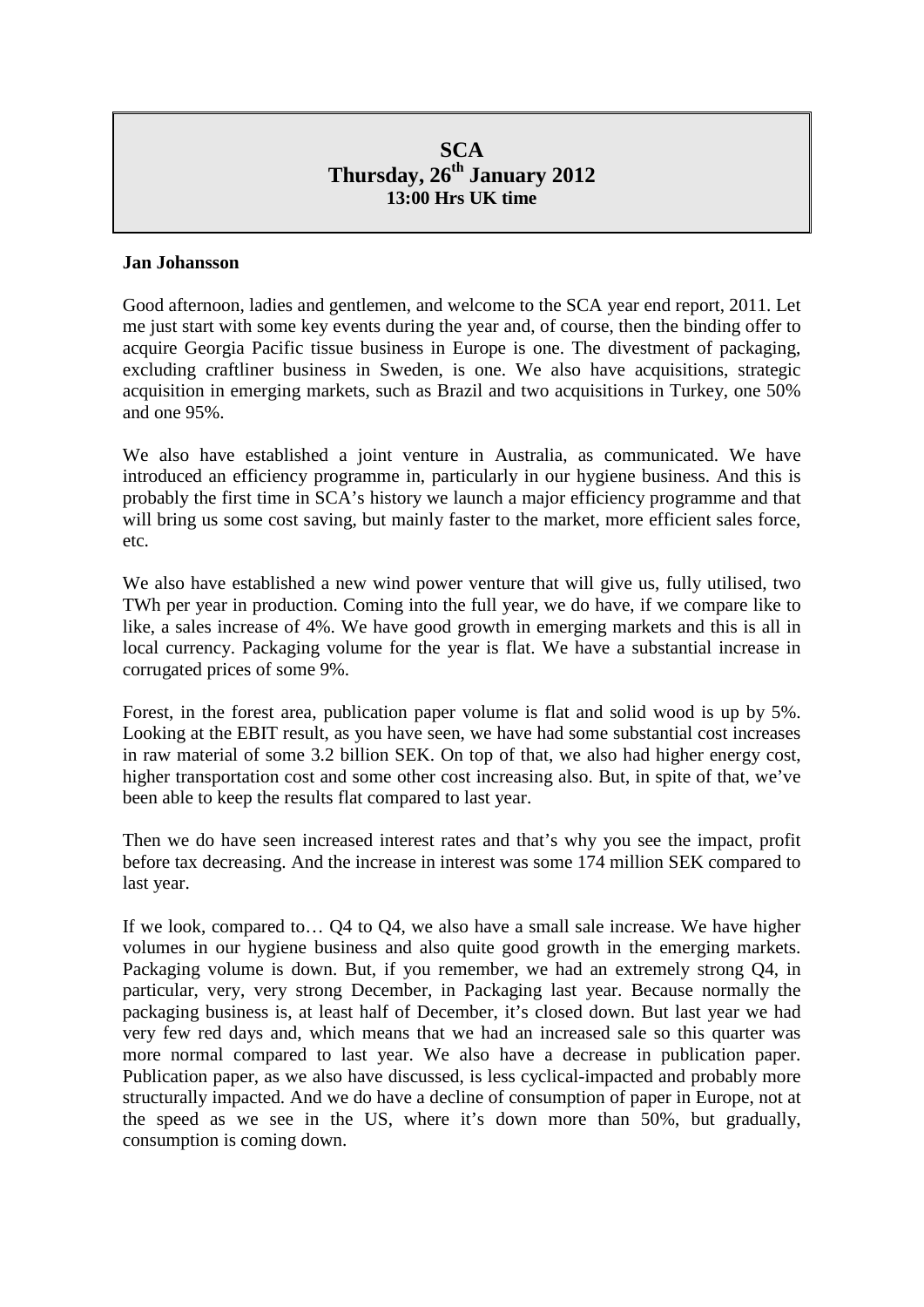# SCA
## Thursday, 26th January 2012
### 13:00 Hrs UK time

**Jan Johansson**

Good afternoon, ladies and gentlemen, and welcome to the SCA year end report, 2011. Let me just start with some key events during the year and, of course, then the binding offer to acquire Georgia Pacific tissue business in Europe is one. The divestment of packaging, excluding craftliner business in Sweden, is one. We also have acquisitions, strategic acquisition in emerging markets, such as Brazil and two acquisitions in Turkey, one 50% and one 95%.

We also have established a joint venture in Australia, as communicated. We have introduced an efficiency programme in, particularly in our hygiene business. And this is probably the first time in SCA's history we launch a major efficiency programme and that will bring us some cost saving, but mainly faster to the market, more efficient sales force, etc.

We also have established a new wind power venture that will give us, fully utilised, two TWh per year in production. Coming into the full year, we do have, if we compare like to like, a sales increase of 4%. We have good growth in emerging markets and this is all in local currency. Packaging volume for the year is flat. We have a substantial increase in corrugated prices of some 9%.

Forest, in the forest area, publication paper volume is flat and solid wood is up by 5%. Looking at the EBIT result, as you have seen, we have had some substantial cost increases in raw material of some 3.2 billion SEK. On top of that, we also had higher energy cost, higher transportation cost and some other cost increasing also. But, in spite of that, we've been able to keep the results flat compared to last year.

Then we do have seen increased interest rates and that's why you see the impact, profit before tax decreasing. And the increase in interest was some 174 million SEK compared to last year.

If we look, compared to… Q4 to Q4, we also have a small sale increase. We have higher volumes in our hygiene business and also quite good growth in the emerging markets. Packaging volume is down. But, if you remember, we had an extremely strong Q4, in particular, very, very strong December, in Packaging last year. Because normally the packaging business is, at least half of December, it's closed down. But last year we had very few red days and, which means that we had an increased sale so this quarter was more normal compared to last year. We also have a decrease in publication paper. Publication paper, as we also have discussed, is less cyclical-impacted and probably more structurally impacted. And we do have a decline of consumption of paper in Europe, not at the speed as we see in the US, where it's down more than 50%, but gradually, consumption is coming down.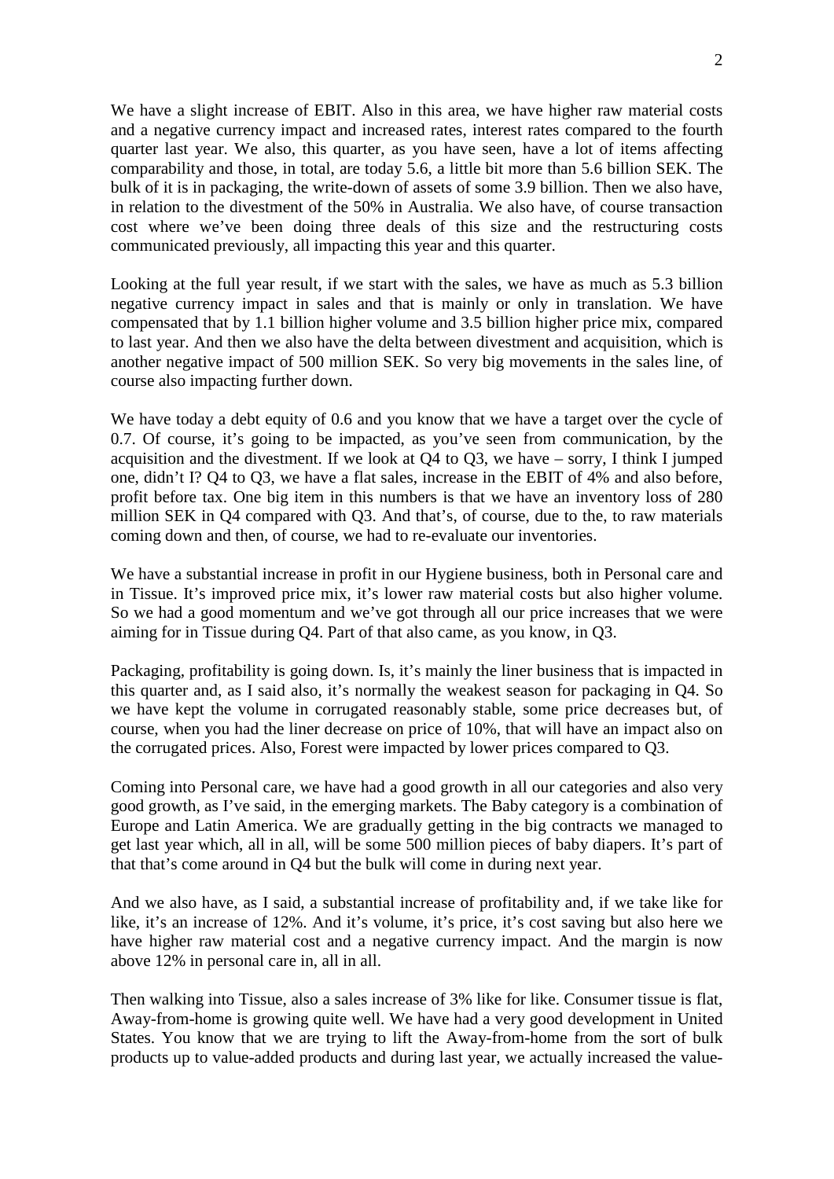We have a slight increase of EBIT. Also in this area, we have higher raw material costs and a negative currency impact and increased rates, interest rates compared to the fourth quarter last year. We also, this quarter, as you have seen, have a lot of items affecting comparability and those, in total, are today 5.6, a little bit more than 5.6 billion SEK. The bulk of it is in packaging, the write-down of assets of some 3.9 billion. Then we also have, in relation to the divestment of the 50% in Australia. We also have, of course transaction cost where we've been doing three deals of this size and the restructuring costs communicated previously, all impacting this year and this quarter.

Looking at the full year result, if we start with the sales, we have as much as 5.3 billion negative currency impact in sales and that is mainly or only in translation. We have compensated that by 1.1 billion higher volume and 3.5 billion higher price mix, compared to last year. And then we also have the delta between divestment and acquisition, which is another negative impact of 500 million SEK. So very big movements in the sales line, of course also impacting further down.

We have today a debt equity of 0.6 and you know that we have a target over the cycle of 0.7. Of course, it's going to be impacted, as you've seen from communication, by the acquisition and the divestment. If we look at Q4 to Q3, we have – sorry, I think I jumped one, didn't I? Q4 to Q3, we have a flat sales, increase in the EBIT of 4% and also before, profit before tax. One big item in this numbers is that we have an inventory loss of 280 million SEK in Q4 compared with Q3. And that's, of course, due to the, to raw materials coming down and then, of course, we had to re-evaluate our inventories.

We have a substantial increase in profit in our Hygiene business, both in Personal care and in Tissue. It's improved price mix, it's lower raw material costs but also higher volume. So we had a good momentum and we've got through all our price increases that we were aiming for in Tissue during Q4. Part of that also came, as you know, in Q3.

Packaging, profitability is going down. Is, it's mainly the liner business that is impacted in this quarter and, as I said also, it's normally the weakest season for packaging in Q4. So we have kept the volume in corrugated reasonably stable, some price decreases but, of course, when you had the liner decrease on price of 10%, that will have an impact also on the corrugated prices. Also, Forest were impacted by lower prices compared to Q3.

Coming into Personal care, we have had a good growth in all our categories and also very good growth, as I've said, in the emerging markets. The Baby category is a combination of Europe and Latin America. We are gradually getting in the big contracts we managed to get last year which, all in all, will be some 500 million pieces of baby diapers. It's part of that that's come around in Q4 but the bulk will come in during next year.

And we also have, as I said, a substantial increase of profitability and, if we take like for like, it's an increase of 12%. And it's volume, it's price, it's cost saving but also here we have higher raw material cost and a negative currency impact. And the margin is now above 12% in personal care in, all in all.

Then walking into Tissue, also a sales increase of 3% like for like. Consumer tissue is flat, Away-from-home is growing quite well. We have had a very good development in United States. You know that we are trying to lift the Away-from-home from the sort of bulk products up to value-added products and during last year, we actually increased the value-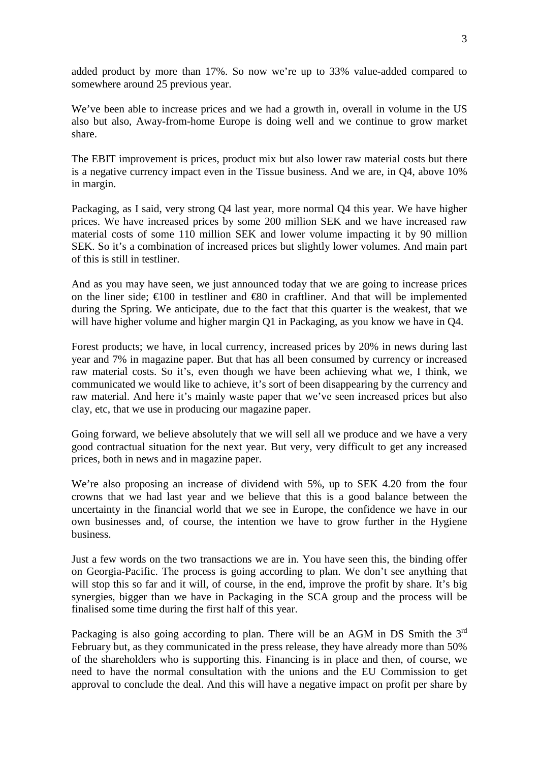added product by more than 17%. So now we're up to 33% value-added compared to somewhere around 25 previous year.

We've been able to increase prices and we had a growth in, overall in volume in the US also but also, Away-from-home Europe is doing well and we continue to grow market share.

The EBIT improvement is prices, product mix but also lower raw material costs but there is a negative currency impact even in the Tissue business. And we are, in Q4, above 10% in margin.

Packaging, as I said, very strong Q4 last year, more normal Q4 this year. We have higher prices. We have increased prices by some 200 million SEK and we have increased raw material costs of some 110 million SEK and lower volume impacting it by 90 million SEK. So it's a combination of increased prices but slightly lower volumes. And main part of this is still in testliner.

And as you may have seen, we just announced today that we are going to increase prices on the liner side; €100 in testliner and €80 in craftliner. And that will be implemented during the Spring. We anticipate, due to the fact that this quarter is the weakest, that we will have higher volume and higher margin Q1 in Packaging, as you know we have in Q4.

Forest products; we have, in local currency, increased prices by 20% in news during last year and 7% in magazine paper. But that has all been consumed by currency or increased raw material costs. So it's, even though we have been achieving what we, I think, we communicated we would like to achieve, it's sort of been disappearing by the currency and raw material. And here it's mainly waste paper that we've seen increased prices but also clay, etc, that we use in producing our magazine paper.

Going forward, we believe absolutely that we will sell all we produce and we have a very good contractual situation for the next year. But very, very difficult to get any increased prices, both in news and in magazine paper.

We're also proposing an increase of dividend with 5%, up to SEK 4.20 from the four crowns that we had last year and we believe that this is a good balance between the uncertainty in the financial world that we see in Europe, the confidence we have in our own businesses and, of course, the intention we have to grow further in the Hygiene business.

Just a few words on the two transactions we are in. You have seen this, the binding offer on Georgia-Pacific. The process is going according to plan. We don't see anything that will stop this so far and it will, of course, in the end, improve the profit by share. It's big synergies, bigger than we have in Packaging in the SCA group and the process will be finalised some time during the first half of this year.

Packaging is also going according to plan. There will be an AGM in DS Smith the 3rd February but, as they communicated in the press release, they have already more than 50% of the shareholders who is supporting this. Financing is in place and then, of course, we need to have the normal consultation with the unions and the EU Commission to get approval to conclude the deal. And this will have a negative impact on profit per share by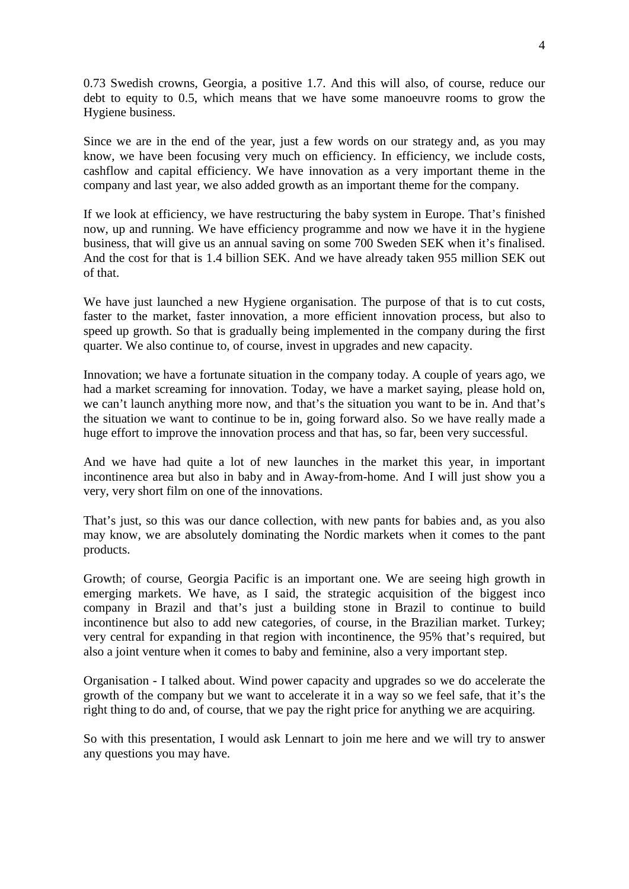0.73 Swedish crowns, Georgia, a positive 1.7. And this will also, of course, reduce our debt to equity to 0.5, which means that we have some manoeuvre rooms to grow the Hygiene business.

Since we are in the end of the year, just a few words on our strategy and, as you may know, we have been focusing very much on efficiency. In efficiency, we include costs, cashflow and capital efficiency. We have innovation as a very important theme in the company and last year, we also added growth as an important theme for the company.

If we look at efficiency, we have restructuring the baby system in Europe. That's finished now, up and running. We have efficiency programme and now we have it in the hygiene business, that will give us an annual saving on some 700 Sweden SEK when it's finalised. And the cost for that is 1.4 billion SEK. And we have already taken 955 million SEK out of that.

We have just launched a new Hygiene organisation. The purpose of that is to cut costs, faster to the market, faster innovation, a more efficient innovation process, but also to speed up growth. So that is gradually being implemented in the company during the first quarter. We also continue to, of course, invest in upgrades and new capacity.

Innovation; we have a fortunate situation in the company today. A couple of years ago, we had a market screaming for innovation. Today, we have a market saying, please hold on, we can't launch anything more now, and that's the situation you want to be in. And that's the situation we want to continue to be in, going forward also. So we have really made a huge effort to improve the innovation process and that has, so far, been very successful.

And we have had quite a lot of new launches in the market this year, in important incontinence area but also in baby and in Away-from-home. And I will just show you a very, very short film on one of the innovations.

That's just, so this was our dance collection, with new pants for babies and, as you also may know, we are absolutely dominating the Nordic markets when it comes to the pant products.

Growth; of course, Georgia Pacific is an important one. We are seeing high growth in emerging markets. We have, as I said, the strategic acquisition of the biggest inco company in Brazil and that's just a building stone in Brazil to continue to build incontinence but also to add new categories, of course, in the Brazilian market. Turkey; very central for expanding in that region with incontinence, the 95% that's required, but also a joint venture when it comes to baby and feminine, also a very important step.

Organisation - I talked about. Wind power capacity and upgrades so we do accelerate the growth of the company but we want to accelerate it in a way so we feel safe, that it's the right thing to do and, of course, that we pay the right price for anything we are acquiring.

So with this presentation, I would ask Lennart to join me here and we will try to answer any questions you may have.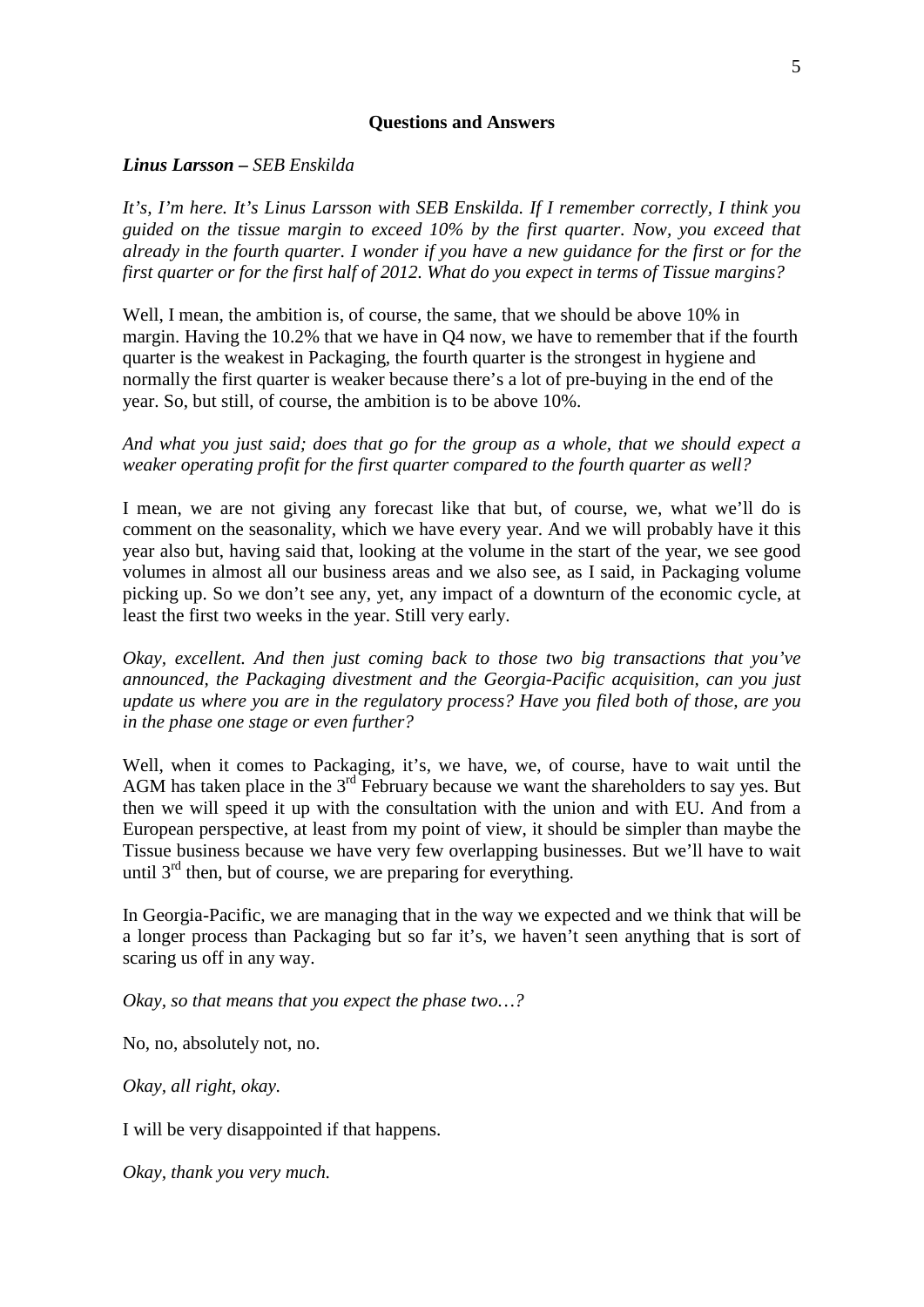## Questions and Answers

***Linus Larsson** – SEB Enskilda*

*It's, I'm here. It's Linus Larsson with SEB Enskilda. If I remember correctly, I think you guided on the tissue margin to exceed 10% by the first quarter. Now, you exceed that already in the fourth quarter. I wonder if you have a new guidance for the first or for the first quarter or for the first half of 2012. What do you expect in terms of Tissue margins?*

Well, I mean, the ambition is, of course, the same, that we should be above 10% in margin. Having the 10.2% that we have in Q4 now, we have to remember that if the fourth quarter is the weakest in Packaging, the fourth quarter is the strongest in hygiene and normally the first quarter is weaker because there's a lot of pre-buying in the end of the year. So, but still, of course, the ambition is to be above 10%.

*And what you just said; does that go for the group as a whole, that we should expect a weaker operating profit for the first quarter compared to the fourth quarter as well?*

I mean, we are not giving any forecast like that but, of course, we, what we'll do is comment on the seasonality, which we have every year. And we will probably have it this year also but, having said that, looking at the volume in the start of the year, we see good volumes in almost all our business areas and we also see, as I said, in Packaging volume picking up. So we don't see any, yet, any impact of a downturn of the economic cycle, at least the first two weeks in the year. Still very early.

*Okay, excellent. And then just coming back to those two big transactions that you've announced, the Packaging divestment and the Georgia-Pacific acquisition, can you just update us where you are in the regulatory process? Have you filed both of those, are you in the phase one stage or even further?*

Well, when it comes to Packaging, it's, we have, we, of course, have to wait until the AGM has taken place in the 3rd February because we want the shareholders to say yes. But then we will speed it up with the consultation with the union and with EU. And from a European perspective, at least from my point of view, it should be simpler than maybe the Tissue business because we have very few overlapping businesses. But we'll have to wait until 3rd then, but of course, we are preparing for everything.

In Georgia-Pacific, we are managing that in the way we expected and we think that will be a longer process than Packaging but so far it's, we haven't seen anything that is sort of scaring us off in any way.

*Okay, so that means that you expect the phase two…?*

No, no, absolutely not, no.

*Okay, all right, okay.*

I will be very disappointed if that happens.

*Okay, thank you very much.*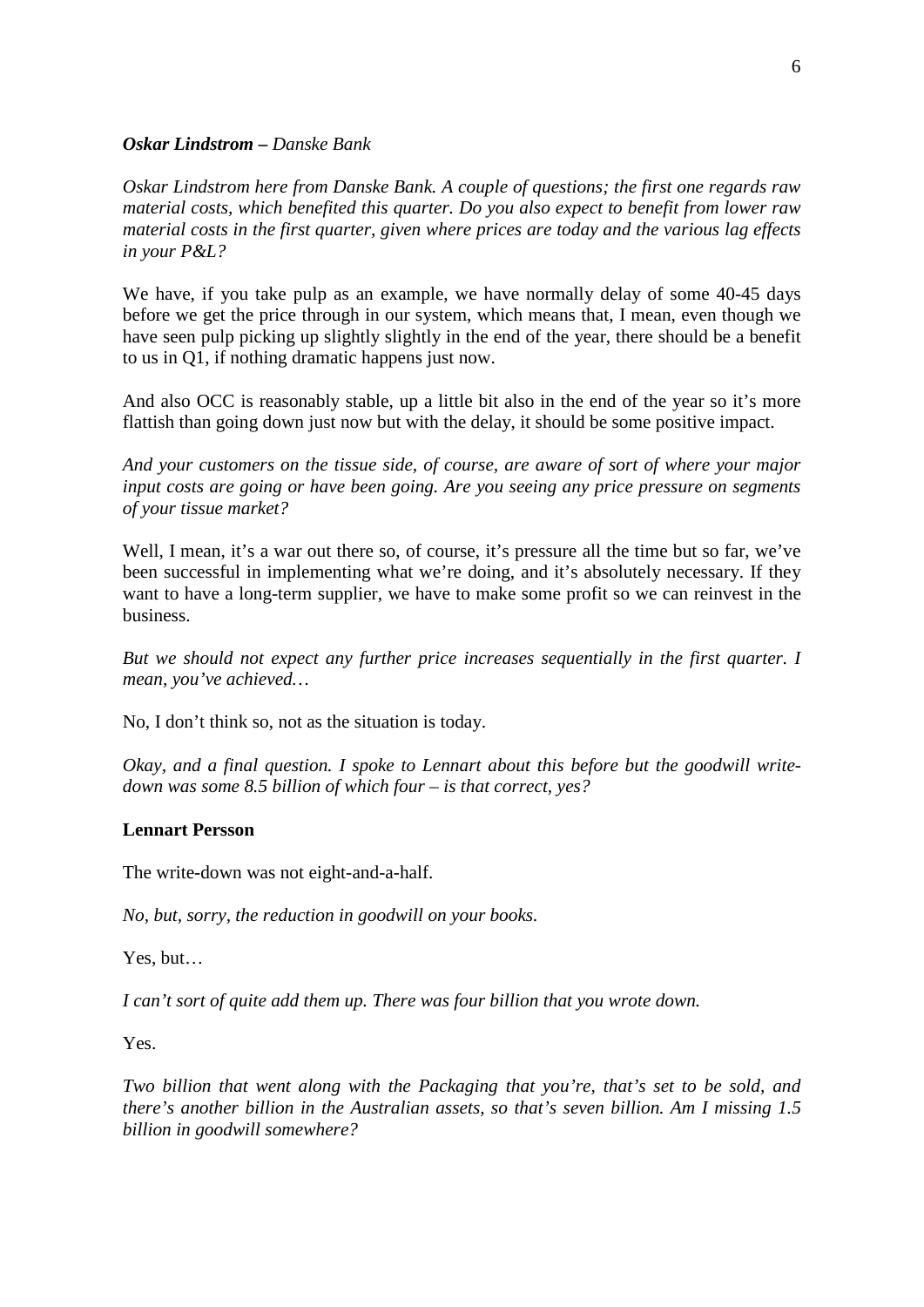***Oskar Lindstrom** – Danske Bank*

*Oskar Lindstrom here from Danske Bank. A couple of questions; the first one regards raw material costs, which benefited this quarter. Do you also expect to benefit from lower raw material costs in the first quarter, given where prices are today and the various lag effects in your P&L?*

We have, if you take pulp as an example, we have normally delay of some 40-45 days before we get the price through in our system, which means that, I mean, even though we have seen pulp picking up slightly slightly in the end of the year, there should be a benefit to us in Q1, if nothing dramatic happens just now.

And also OCC is reasonably stable, up a little bit also in the end of the year so it's more flattish than going down just now but with the delay, it should be some positive impact.

*And your customers on the tissue side, of course, are aware of sort of where your major input costs are going or have been going. Are you seeing any price pressure on segments of your tissue market?*

Well, I mean, it's a war out there so, of course, it's pressure all the time but so far, we've been successful in implementing what we're doing, and it's absolutely necessary. If they want to have a long-term supplier, we have to make some profit so we can reinvest in the business.

*But we should not expect any further price increases sequentially in the first quarter. I mean, you've achieved…*

No, I don't think so, not as the situation is today.

*Okay, and a final question. I spoke to Lennart about this before but the goodwill write-down was some 8.5 billion of which four – is that correct, yes?*

**Lennart Persson**

The write-down was not eight-and-a-half.

*No, but, sorry, the reduction in goodwill on your books.*

Yes, but…

*I can't sort of quite add them up. There was four billion that you wrote down.*

Yes.

*Two billion that went along with the Packaging that you're, that's set to be sold, and there's another billion in the Australian assets, so that's seven billion. Am I missing 1.5 billion in goodwill somewhere?*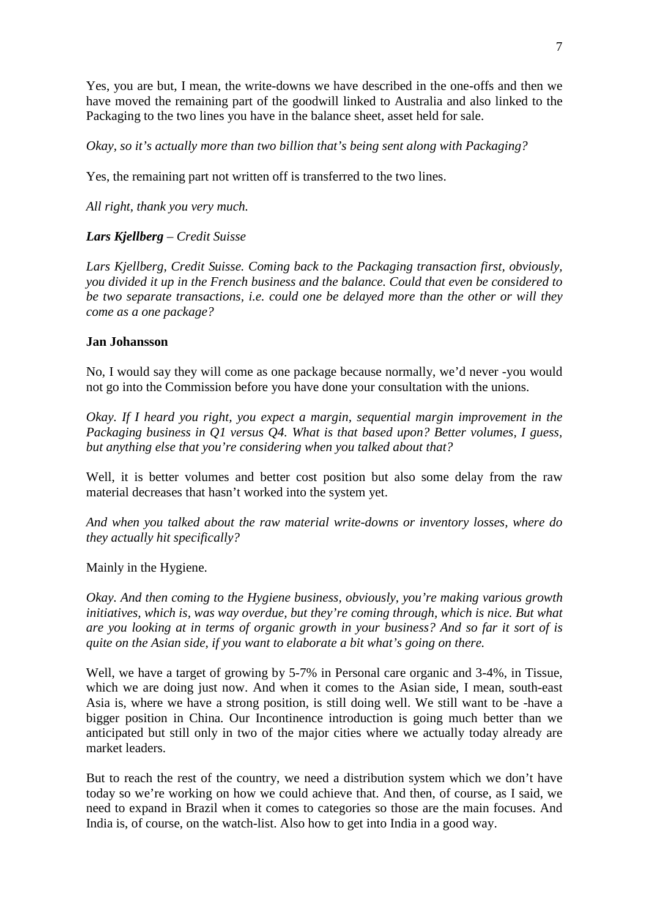Yes, you are but, I mean, the write-downs we have described in the one-offs and then we have moved the remaining part of the goodwill linked to Australia and also linked to the Packaging to the two lines you have in the balance sheet, asset held for sale.

*Okay, so it's actually more than two billion that's being sent along with Packaging?*

Yes, the remaining part not written off is transferred to the two lines.

*All right, thank you very much.*

***Lars Kjellberg** – Credit Suisse*

*Lars Kjellberg, Credit Suisse. Coming back to the Packaging transaction first, obviously, you divided it up in the French business and the balance. Could that even be considered to be two separate transactions, i.e. could one be delayed more than the other or will they come as a one package?*

**Jan Johansson**

No, I would say they will come as one package because normally, we'd never -you would not go into the Commission before you have done your consultation with the unions.

*Okay. If I heard you right, you expect a margin, sequential margin improvement in the Packaging business in Q1 versus Q4. What is that based upon? Better volumes, I guess, but anything else that you're considering when you talked about that?*

Well, it is better volumes and better cost position but also some delay from the raw material decreases that hasn't worked into the system yet.

*And when you talked about the raw material write-downs or inventory losses, where do they actually hit specifically?*

Mainly in the Hygiene.

*Okay. And then coming to the Hygiene business, obviously, you're making various growth initiatives, which is, was way overdue, but they're coming through, which is nice. But what are you looking at in terms of organic growth in your business? And so far it sort of is quite on the Asian side, if you want to elaborate a bit what's going on there.*

Well, we have a target of growing by 5-7% in Personal care organic and 3-4%, in Tissue, which we are doing just now. And when it comes to the Asian side, I mean, south-east Asia is, where we have a strong position, is still doing well. We still want to be -have a bigger position in China. Our Incontinence introduction is going much better than we anticipated but still only in two of the major cities where we actually today already are market leaders.

But to reach the rest of the country, we need a distribution system which we don't have today so we're working on how we could achieve that. And then, of course, as I said, we need to expand in Brazil when it comes to categories so those are the main focuses. And India is, of course, on the watch-list. Also how to get into India in a good way.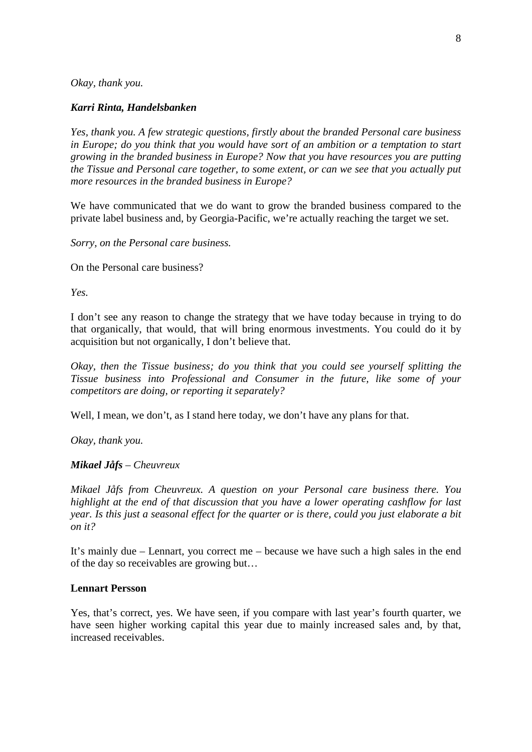*Okay, thank you.*

***Karri Rinta, Handelsbanken***

*Yes, thank you. A few strategic questions, firstly about the branded Personal care business in Europe; do you think that you would have sort of an ambition or a temptation to start growing in the branded business in Europe? Now that you have resources you are putting the Tissue and Personal care together, to some extent, or can we see that you actually put more resources in the branded business in Europe?*

We have communicated that we do want to grow the branded business compared to the private label business and, by Georgia-Pacific, we're actually reaching the target we set.

*Sorry, on the Personal care business.*

On the Personal care business?

*Yes.*

I don't see any reason to change the strategy that we have today because in trying to do that organically, that would, that will bring enormous investments. You could do it by acquisition but not organically, I don't believe that.

*Okay, then the Tissue business; do you think that you could see yourself splitting the Tissue business into Professional and Consumer in the future, like some of your competitors are doing, or reporting it separately?*

Well, I mean, we don't, as I stand here today, we don't have any plans for that.

*Okay, thank you.*

***Mikael Jåfs** – Cheuvreux*

*Mikael Jåfs from Cheuvreux. A question on your Personal care business there. You highlight at the end of that discussion that you have a lower operating cashflow for last year. Is this just a seasonal effect for the quarter or is there, could you just elaborate a bit on it?*

It's mainly due – Lennart, you correct me – because we have such a high sales in the end of the day so receivables are growing but…

**Lennart Persson**

Yes, that's correct, yes. We have seen, if you compare with last year's fourth quarter, we have seen higher working capital this year due to mainly increased sales and, by that, increased receivables.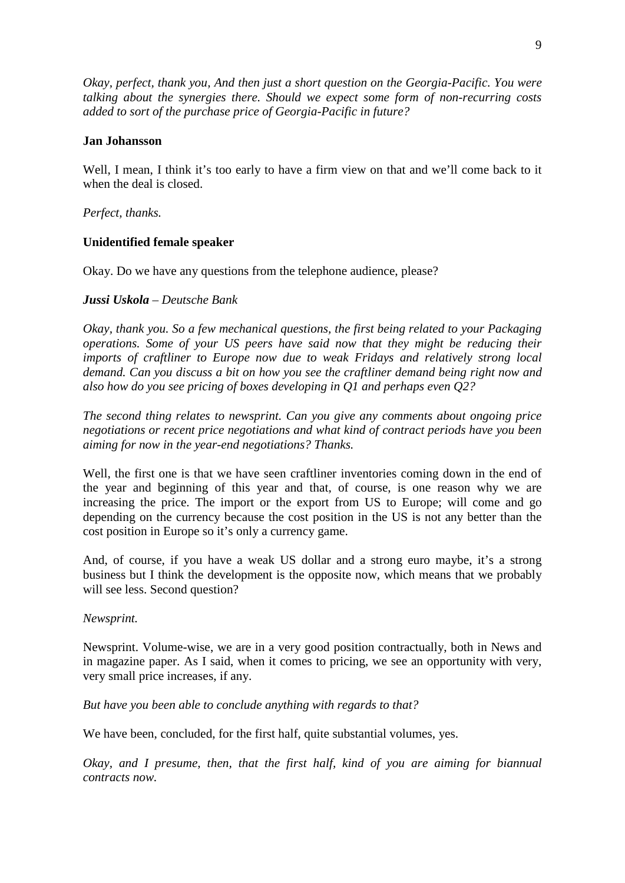*Okay, perfect, thank you, And then just a short question on the Georgia-Pacific. You were talking about the synergies there. Should we expect some form of non-recurring costs added to sort of the purchase price of Georgia-Pacific in future?*

**Jan Johansson**

Well, I mean, I think it's too early to have a firm view on that and we'll come back to it when the deal is closed.

*Perfect, thanks.*

**Unidentified female speaker**

Okay. Do we have any questions from the telephone audience, please?

***Jussi Uskola*** *– Deutsche Bank*

*Okay, thank you. So a few mechanical questions, the first being related to your Packaging operations. Some of your US peers have said now that they might be reducing their imports of craftliner to Europe now due to weak Fridays and relatively strong local demand. Can you discuss a bit on how you see the craftliner demand being right now and also how do you see pricing of boxes developing in Q1 and perhaps even Q2?*

*The second thing relates to newsprint. Can you give any comments about ongoing price negotiations or recent price negotiations and what kind of contract periods have you been aiming for now in the year-end negotiations? Thanks.*

Well, the first one is that we have seen craftliner inventories coming down in the end of the year and beginning of this year and that, of course, is one reason why we are increasing the price. The import or the export from US to Europe; will come and go depending on the currency because the cost position in the US is not any better than the cost position in Europe so it's only a currency game.

And, of course, if you have a weak US dollar and a strong euro maybe, it's a strong business but I think the development is the opposite now, which means that we probably will see less. Second question?

*Newsprint.*

Newsprint. Volume-wise, we are in a very good position contractually, both in News and in magazine paper. As I said, when it comes to pricing, we see an opportunity with very, very small price increases, if any.

*But have you been able to conclude anything with regards to that?*

We have been, concluded, for the first half, quite substantial volumes, yes.

*Okay, and I presume, then, that the first half, kind of you are aiming for biannual contracts now.*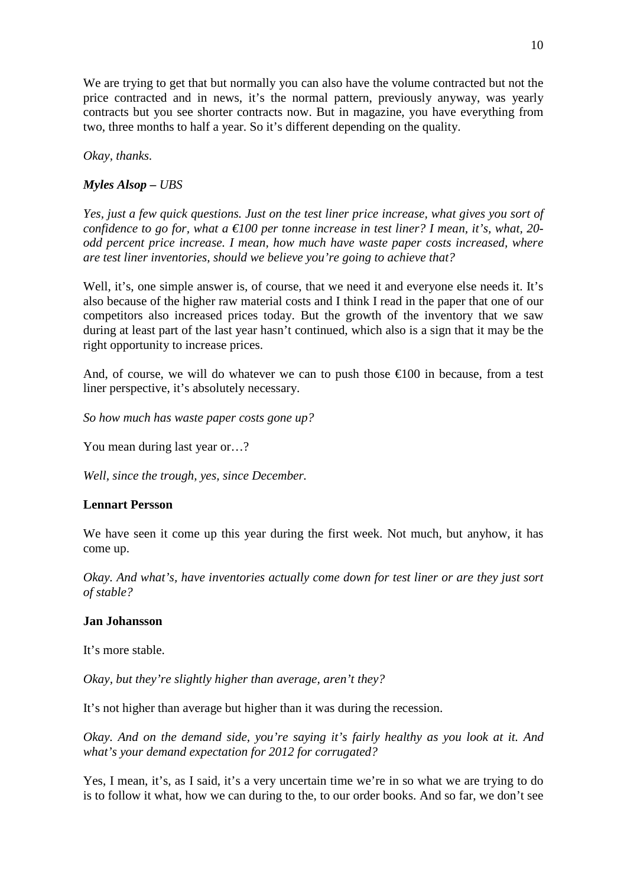We are trying to get that but normally you can also have the volume contracted but not the price contracted and in news, it's the normal pattern, previously anyway, was yearly contracts but you see shorter contracts now. But in magazine, you have everything from two, three months to half a year. So it's different depending on the quality.

*Okay, thanks.*

***Myles Alsop** – UBS*

*Yes, just a few quick questions. Just on the test liner price increase, what gives you sort of confidence to go for, what a €100 per tonne increase in test liner? I mean, it's, what, 20-odd percent price increase. I mean, how much have waste paper costs increased, where are test liner inventories, should we believe you're going to achieve that?*

Well, it's, one simple answer is, of course, that we need it and everyone else needs it. It's also because of the higher raw material costs and I think I read in the paper that one of our competitors also increased prices today. But the growth of the inventory that we saw during at least part of the last year hasn't continued, which also is a sign that it may be the right opportunity to increase prices.

And, of course, we will do whatever we can to push those €100 in because, from a test liner perspective, it's absolutely necessary.

*So how much has waste paper costs gone up?*

You mean during last year or…?

*Well, since the trough, yes, since December.*

**Lennart Persson**

We have seen it come up this year during the first week. Not much, but anyhow, it has come up.

*Okay. And what's, have inventories actually come down for test liner or are they just sort of stable?*

**Jan Johansson**

It's more stable.

*Okay, but they're slightly higher than average, aren't they?*

It's not higher than average but higher than it was during the recession.

*Okay. And on the demand side, you're saying it's fairly healthy as you look at it. And what's your demand expectation for 2012 for corrugated?*

Yes, I mean, it's, as I said, it's a very uncertain time we're in so what we are trying to do is to follow it what, how we can during to the, to our order books. And so far, we don't see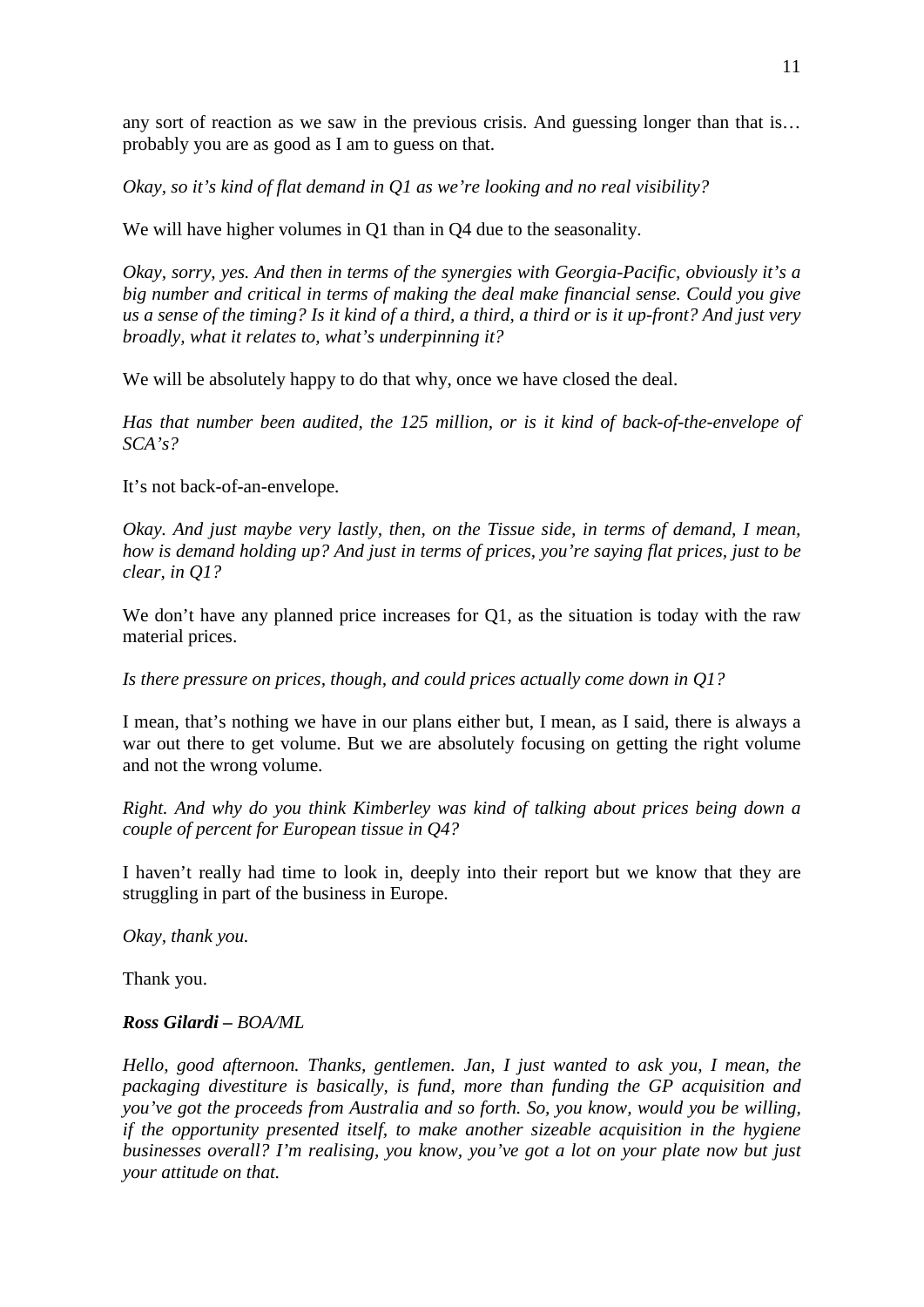any sort of reaction as we saw in the previous crisis. And guessing longer than that is… probably you are as good as I am to guess on that.

*Okay, so it's kind of flat demand in Q1 as we're looking and no real visibility?*

We will have higher volumes in Q1 than in Q4 due to the seasonality.

*Okay, sorry, yes. And then in terms of the synergies with Georgia-Pacific, obviously it's a big number and critical in terms of making the deal make financial sense. Could you give us a sense of the timing? Is it kind of a third, a third, a third or is it up-front? And just very broadly, what it relates to, what's underpinning it?*

We will be absolutely happy to do that why, once we have closed the deal.

*Has that number been audited, the 125 million, or is it kind of back-of-the-envelope of SCA's?*

It's not back-of-an-envelope.

*Okay. And just maybe very lastly, then, on the Tissue side, in terms of demand, I mean, how is demand holding up? And just in terms of prices, you're saying flat prices, just to be clear, in Q1?*

We don't have any planned price increases for Q1, as the situation is today with the raw material prices.

*Is there pressure on prices, though, and could prices actually come down in Q1?*

I mean, that's nothing we have in our plans either but, I mean, as I said, there is always a war out there to get volume. But we are absolutely focusing on getting the right volume and not the wrong volume.

*Right. And why do you think Kimberley was kind of talking about prices being down a couple of percent for European tissue in Q4?*

I haven't really had time to look in, deeply into their report but we know that they are struggling in part of the business in Europe.

*Okay, thank you.*

Thank you.

***Ross Gilardi** – BOA/ML*

*Hello, good afternoon. Thanks, gentlemen. Jan, I just wanted to ask you, I mean, the packaging divestiture is basically, is fund, more than funding the GP acquisition and you've got the proceeds from Australia and so forth. So, you know, would you be willing, if the opportunity presented itself, to make another sizeable acquisition in the hygiene businesses overall? I'm realising, you know, you've got a lot on your plate now but just your attitude on that.*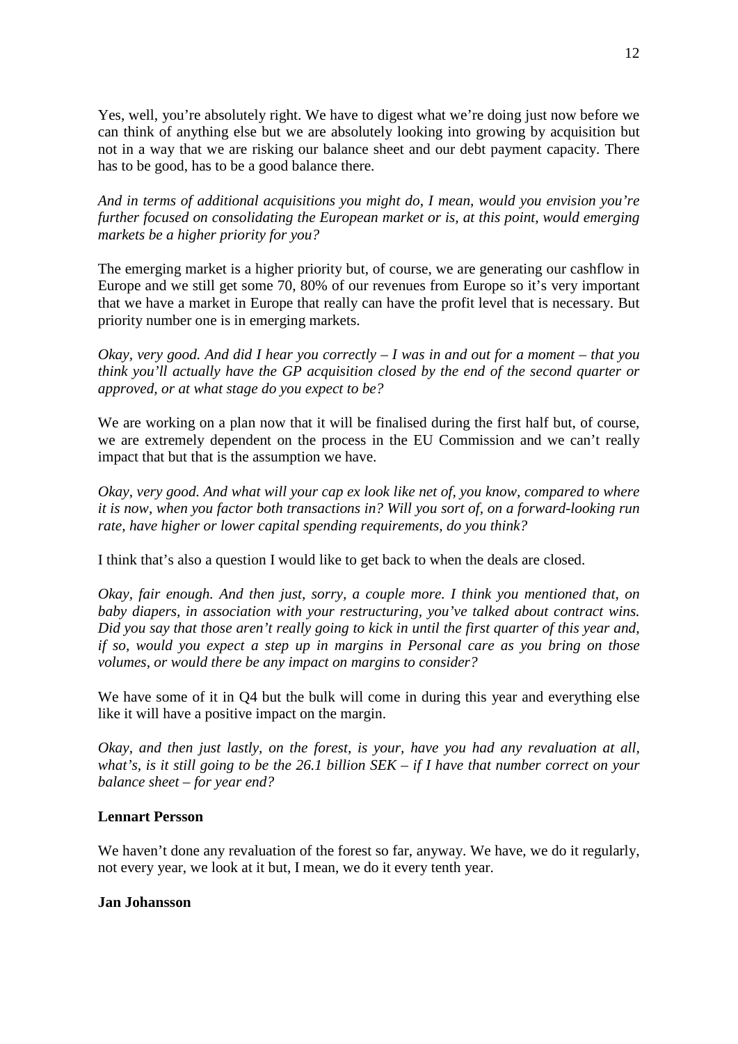Yes, well, you're absolutely right. We have to digest what we're doing just now before we can think of anything else but we are absolutely looking into growing by acquisition but not in a way that we are risking our balance sheet and our debt payment capacity. There has to be good, has to be a good balance there.

*And in terms of additional acquisitions you might do, I mean, would you envision you're further focused on consolidating the European market or is, at this point, would emerging markets be a higher priority for you?*

The emerging market is a higher priority but, of course, we are generating our cashflow in Europe and we still get some 70, 80% of our revenues from Europe so it's very important that we have a market in Europe that really can have the profit level that is necessary. But priority number one is in emerging markets.

*Okay, very good. And did I hear you correctly – I was in and out for a moment – that you think you'll actually have the GP acquisition closed by the end of the second quarter or approved, or at what stage do you expect to be?*

We are working on a plan now that it will be finalised during the first half but, of course, we are extremely dependent on the process in the EU Commission and we can't really impact that but that is the assumption we have.

*Okay, very good. And what will your cap ex look like net of, you know, compared to where it is now, when you factor both transactions in? Will you sort of, on a forward-looking run rate, have higher or lower capital spending requirements, do you think?*

I think that's also a question I would like to get back to when the deals are closed.

*Okay, fair enough. And then just, sorry, a couple more. I think you mentioned that, on baby diapers, in association with your restructuring, you've talked about contract wins. Did you say that those aren't really going to kick in until the first quarter of this year and, if so, would you expect a step up in margins in Personal care as you bring on those volumes, or would there be any impact on margins to consider?*

We have some of it in Q4 but the bulk will come in during this year and everything else like it will have a positive impact on the margin.

*Okay, and then just lastly, on the forest, is your, have you had any revaluation at all, what's, is it still going to be the 26.1 billion SEK – if I have that number correct on your balance sheet – for year end?*

**Lennart Persson**

We haven't done any revaluation of the forest so far, anyway. We have, we do it regularly, not every year, we look at it but, I mean, we do it every tenth year.

**Jan Johansson**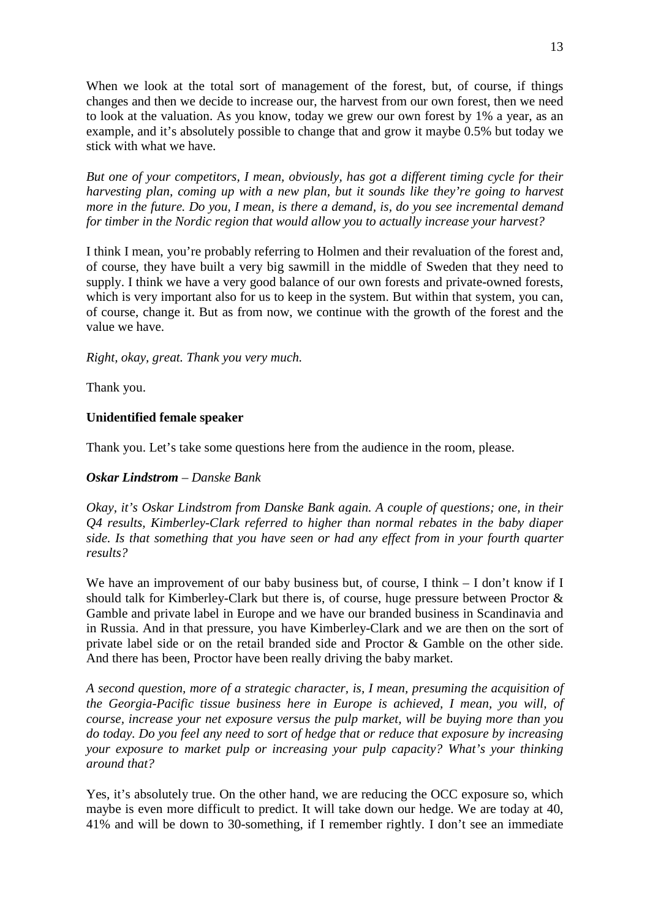When we look at the total sort of management of the forest, but, of course, if things changes and then we decide to increase our, the harvest from our own forest, then we need to look at the valuation. As you know, today we grew our own forest by 1% a year, as an example, and it's absolutely possible to change that and grow it maybe 0.5% but today we stick with what we have.

*But one of your competitors, I mean, obviously, has got a different timing cycle for their harvesting plan, coming up with a new plan, but it sounds like they're going to harvest more in the future. Do you, I mean, is there a demand, is, do you see incremental demand for timber in the Nordic region that would allow you to actually increase your harvest?*

I think I mean, you're probably referring to Holmen and their revaluation of the forest and, of course, they have built a very big sawmill in the middle of Sweden that they need to supply. I think we have a very good balance of our own forests and private-owned forests, which is very important also for us to keep in the system. But within that system, you can, of course, change it. But as from now, we continue with the growth of the forest and the value we have.

*Right, okay, great. Thank you very much.*

Thank you.

**Unidentified female speaker**

Thank you. Let's take some questions here from the audience in the room, please.

***Oskar Lindstrom** – Danske Bank*

*Okay, it's Oskar Lindstrom from Danske Bank again. A couple of questions; one, in their Q4 results, Kimberley-Clark referred to higher than normal rebates in the baby diaper side. Is that something that you have seen or had any effect from in your fourth quarter results?*

We have an improvement of our baby business but, of course, I think – I don't know if I should talk for Kimberley-Clark but there is, of course, huge pressure between Proctor & Gamble and private label in Europe and we have our branded business in Scandinavia and in Russia. And in that pressure, you have Kimberley-Clark and we are then on the sort of private label side or on the retail branded side and Proctor & Gamble on the other side. And there has been, Proctor have been really driving the baby market.

*A second question, more of a strategic character, is, I mean, presuming the acquisition of the Georgia-Pacific tissue business here in Europe is achieved, I mean, you will, of course, increase your net exposure versus the pulp market, will be buying more than you do today. Do you feel any need to sort of hedge that or reduce that exposure by increasing your exposure to market pulp or increasing your pulp capacity? What's your thinking around that?*

Yes, it's absolutely true. On the other hand, we are reducing the OCC exposure so, which maybe is even more difficult to predict. It will take down our hedge. We are today at 40, 41% and will be down to 30-something, if I remember rightly. I don't see an immediate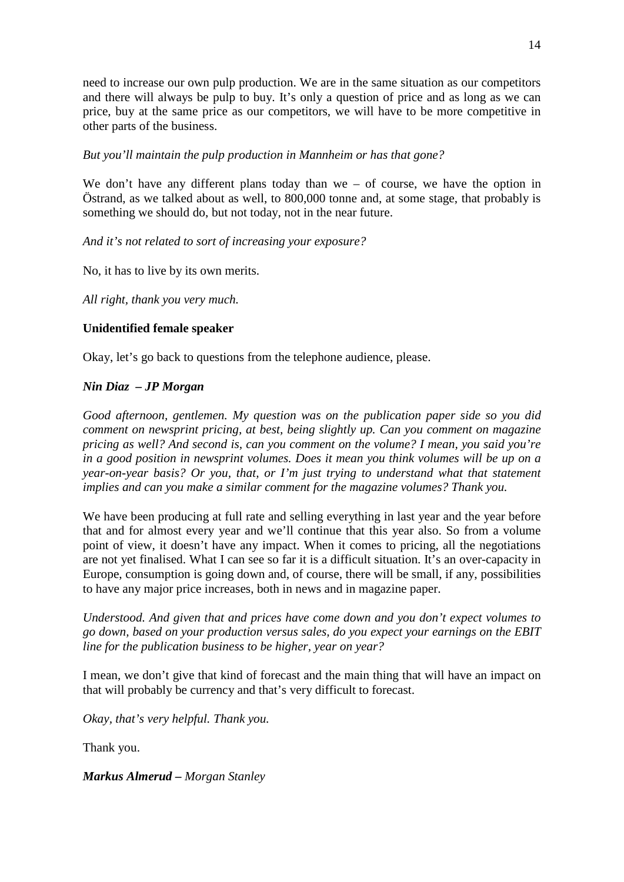need to increase our own pulp production. We are in the same situation as our competitors and there will always be pulp to buy. It's only a question of price and as long as we can price, buy at the same price as our competitors, we will have to be more competitive in other parts of the business.

*But you'll maintain the pulp production in Mannheim or has that gone?*

We don't have any different plans today than we – of course, we have the option in Östrand, as we talked about as well, to 800,000 tonne and, at some stage, that probably is something we should do, but not today, not in the near future.

*And it's not related to sort of increasing your exposure?*

No, it has to live by its own merits.

*All right, thank you very much.*

**Unidentified female speaker**

Okay, let's go back to questions from the telephone audience, please.

***Nin Diaz – JP Morgan***

*Good afternoon, gentlemen. My question was on the publication paper side so you did comment on newsprint pricing, at best, being slightly up. Can you comment on magazine pricing as well? And second is, can you comment on the volume? I mean, you said you're in a good position in newsprint volumes. Does it mean you think volumes will be up on a year-on-year basis? Or you, that, or I'm just trying to understand what that statement implies and can you make a similar comment for the magazine volumes? Thank you.*

We have been producing at full rate and selling everything in last year and the year before that and for almost every year and we'll continue that this year also. So from a volume point of view, it doesn't have any impact. When it comes to pricing, all the negotiations are not yet finalised. What I can see so far it is a difficult situation. It's an over-capacity in Europe, consumption is going down and, of course, there will be small, if any, possibilities to have any major price increases, both in news and in magazine paper.

*Understood. And given that and prices have come down and you don't expect volumes to go down, based on your production versus sales, do you expect your earnings on the EBIT line for the publication business to be higher, year on year?*

I mean, we don't give that kind of forecast and the main thing that will have an impact on that will probably be currency and that's very difficult to forecast.

*Okay, that's very helpful. Thank you.*

Thank you.

***Markus Almerud –*** *Morgan Stanley*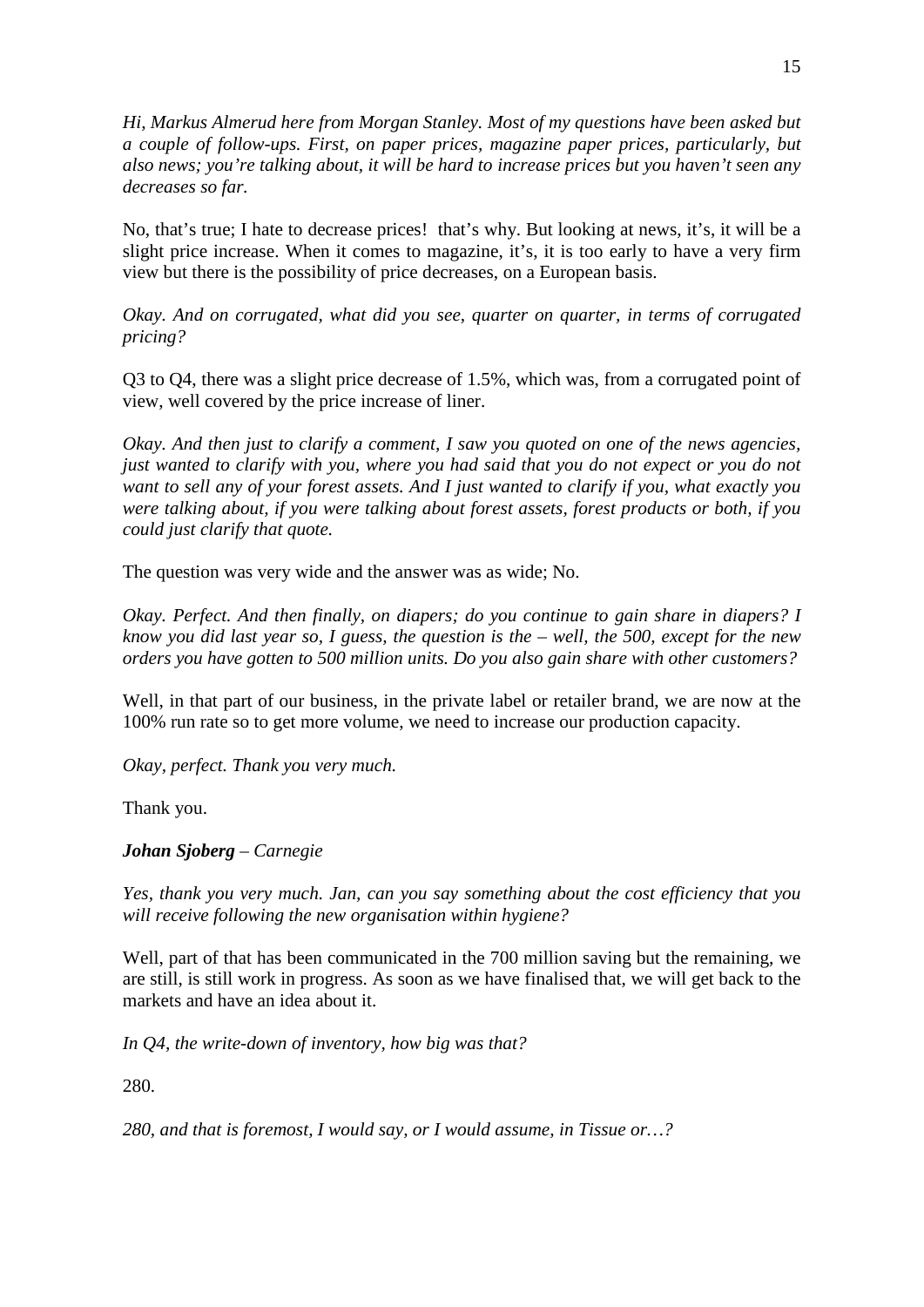*Hi, Markus Almerud here from Morgan Stanley. Most of my questions have been asked but a couple of follow-ups. First, on paper prices, magazine paper prices, particularly, but also news; you're talking about, it will be hard to increase prices but you haven't seen any decreases so far.*

No, that's true; I hate to decrease prices! that's why. But looking at news, it's, it will be a slight price increase. When it comes to magazine, it's, it is too early to have a very firm view but there is the possibility of price decreases, on a European basis.

*Okay. And on corrugated, what did you see, quarter on quarter, in terms of corrugated pricing?*

Q3 to Q4, there was a slight price decrease of 1.5%, which was, from a corrugated point of view, well covered by the price increase of liner.

*Okay. And then just to clarify a comment, I saw you quoted on one of the news agencies, just wanted to clarify with you, where you had said that you do not expect or you do not want to sell any of your forest assets. And I just wanted to clarify if you, what exactly you were talking about, if you were talking about forest assets, forest products or both, if you could just clarify that quote.*

The question was very wide and the answer was as wide; No.

*Okay. Perfect. And then finally, on diapers; do you continue to gain share in diapers? I know you did last year so, I guess, the question is the – well, the 500, except for the new orders you have gotten to 500 million units. Do you also gain share with other customers?*

Well, in that part of our business, in the private label or retailer brand, we are now at the 100% run rate so to get more volume, we need to increase our production capacity.

*Okay, perfect. Thank you very much.*

Thank you.

***Johan Sjoberg** – Carnegie*

*Yes, thank you very much. Jan, can you say something about the cost efficiency that you will receive following the new organisation within hygiene?*

Well, part of that has been communicated in the 700 million saving but the remaining, we are still, is still work in progress. As soon as we have finalised that, we will get back to the markets and have an idea about it.

*In Q4, the write-down of inventory, how big was that?*

280.

*280, and that is foremost, I would say, or I would assume, in Tissue or…?*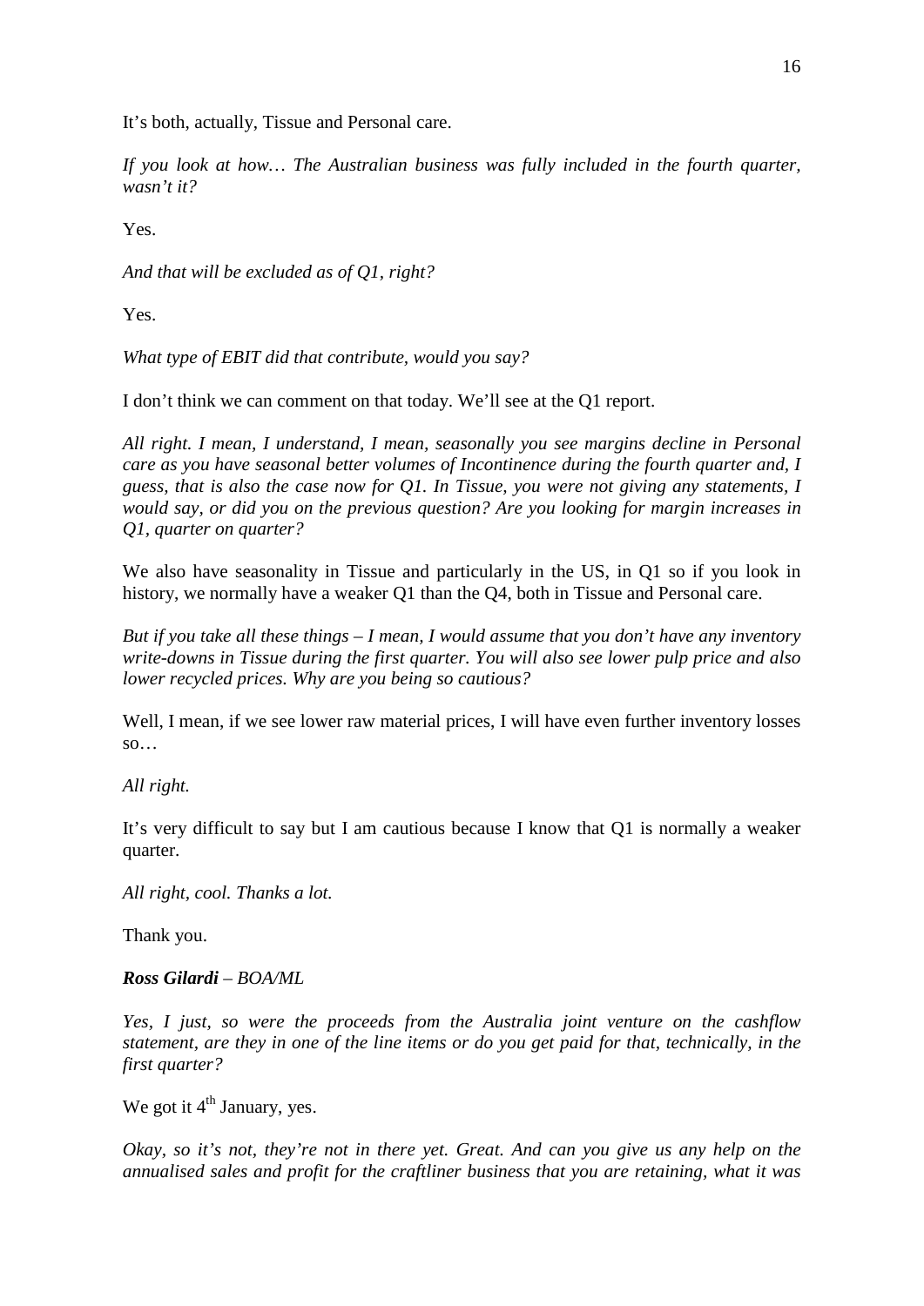It's both, actually, Tissue and Personal care.

*If you look at how… The Australian business was fully included in the fourth quarter, wasn't it?*

Yes.

*And that will be excluded as of Q1, right?*

Yes.

*What type of EBIT did that contribute, would you say?*

I don't think we can comment on that today. We'll see at the Q1 report.

*All right. I mean, I understand, I mean, seasonally you see margins decline in Personal care as you have seasonal better volumes of Incontinence during the fourth quarter and, I guess, that is also the case now for Q1. In Tissue, you were not giving any statements, I would say, or did you on the previous question? Are you looking for margin increases in Q1, quarter on quarter?*

We also have seasonality in Tissue and particularly in the US, in Q1 so if you look in history, we normally have a weaker Q1 than the Q4, both in Tissue and Personal care.

*But if you take all these things – I mean, I would assume that you don't have any inventory write-downs in Tissue during the first quarter. You will also see lower pulp price and also lower recycled prices. Why are you being so cautious?*

Well, I mean, if we see lower raw material prices, I will have even further inventory losses so…

*All right.*

It's very difficult to say but I am cautious because I know that Q1 is normally a weaker quarter.

*All right, cool. Thanks a lot.*

Thank you.

***Ross Gilardi** – BOA/ML*

*Yes, I just, so were the proceeds from the Australia joint venture on the cashflow statement, are they in one of the line items or do you get paid for that, technically, in the first quarter?*

We got it 4th January, yes.

*Okay, so it's not, they're not in there yet. Great. And can you give us any help on the annualised sales and profit for the craftliner business that you are retaining, what it was*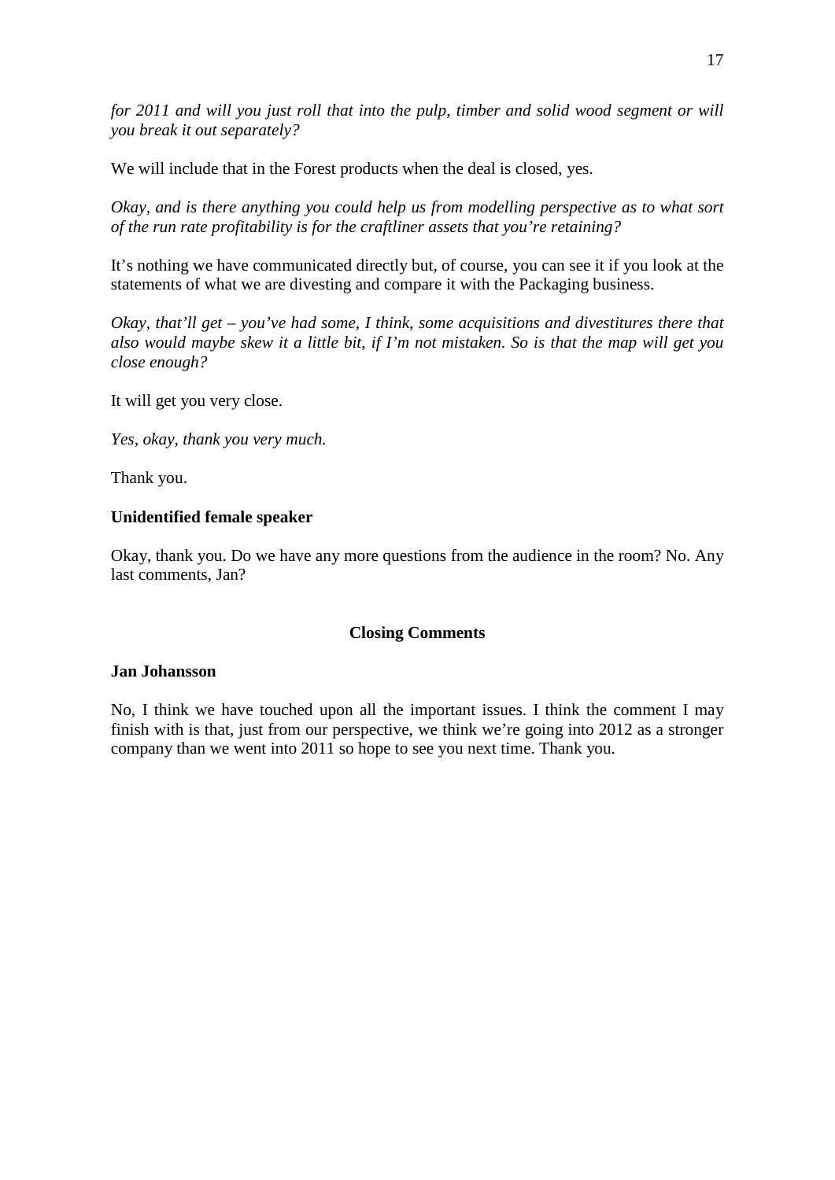*for 2011 and will you just roll that into the pulp, timber and solid wood segment or will you break it out separately?*

We will include that in the Forest products when the deal is closed, yes.

*Okay, and is there anything you could help us from modelling perspective as to what sort of the run rate profitability is for the craftliner assets that you're retaining?*

It's nothing we have communicated directly but, of course, you can see it if you look at the statements of what we are divesting and compare it with the Packaging business.

*Okay, that'll get – you've had some, I think, some acquisitions and divestitures there that also would maybe skew it a little bit, if I'm not mistaken. So is that the map will get you close enough?*

It will get you very close.

*Yes, okay, thank you very much.*

Thank you.

**Unidentified female speaker**

Okay, thank you. Do we have any more questions from the audience in the room? No. Any last comments, Jan?

## Closing Comments

**Jan Johansson**

No, I think we have touched upon all the important issues. I think the comment I may finish with is that, just from our perspective, we think we're going into 2012 as a stronger company than we went into 2011 so hope to see you next time. Thank you.